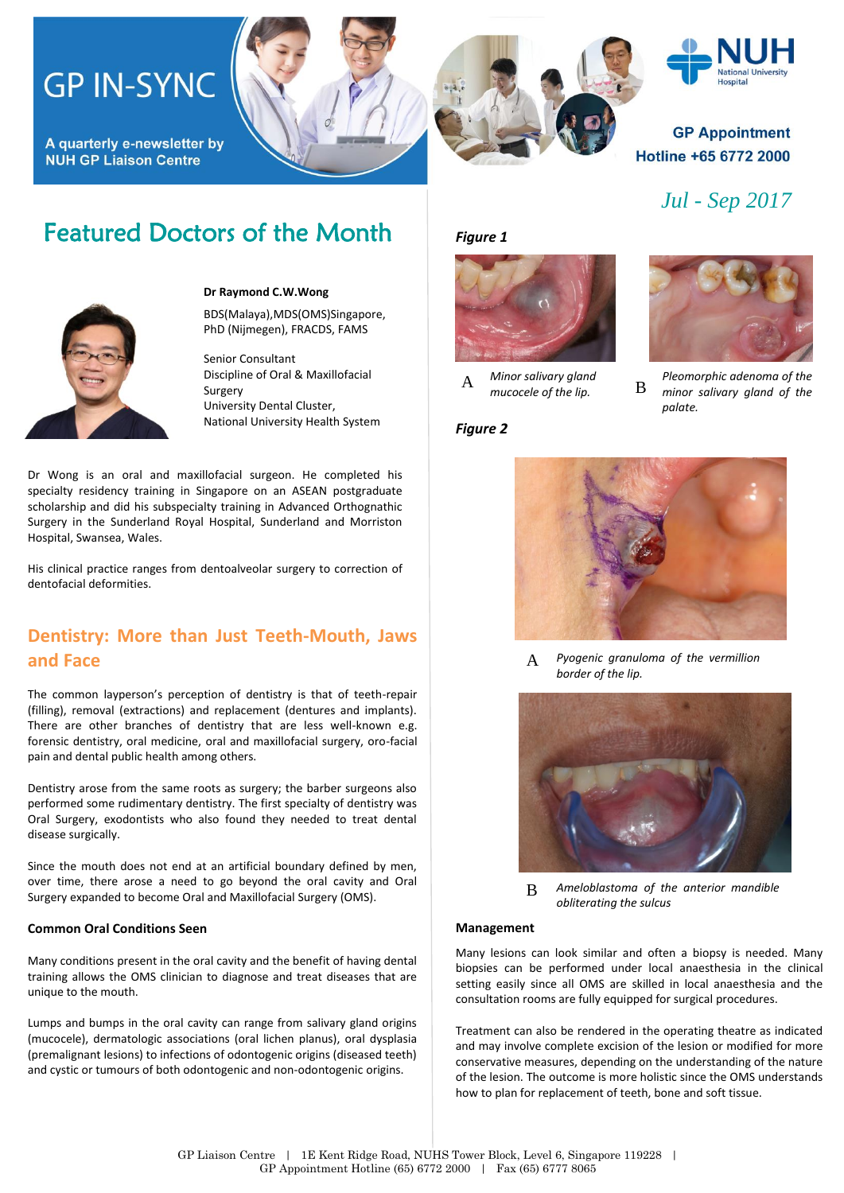# GP IN-SYNC

A quarterly e-newsletter by NUH GP Liaison Centre

**GP Appointment Hotline +65 6772 2000**

*Jul - Sep 2017*

## Featured Doctors of the Month

**Dr Raymond C.W.Wong**

BDS(Malaya),MDS(OMS)Singapore, PhD (Nijmegen), FRACDS, FAMS

Senior Consultant
Discipline of Oral & Maxillofacial Surgery
University Dental Cluster,
National University Health System

Dr Wong is an oral and maxillofacial surgeon. He completed his specialty residency training in Singapore on an ASEAN postgraduate scholarship and did his subspecialty training in Advanced Orthognathic Surgery in the Sunderland Royal Hospital, Sunderland and Morriston Hospital, Swansea, Wales.

His clinical practice ranges from dentoalveolar surgery to correction of dentofacial deformities.

## Dentistry: More than Just Teeth-Mouth, Jaws and Face

The common layperson's perception of dentistry is that of teeth-repair (filling), removal (extractions) and replacement (dentures and implants). There are other branches of dentistry that are less well-known e.g. forensic dentistry, oral medicine, oral and maxillofacial surgery, oro-facial pain and dental public health among others.

Dentistry arose from the same roots as surgery; the barber surgeons also performed some rudimentary dentistry. The first specialty of dentistry was Oral Surgery, exodontists who also found they needed to treat dental disease surgically.

Since the mouth does not end at an artificial boundary defined by men, over time, there arose a need to go beyond the oral cavity and Oral Surgery expanded to become Oral and Maxillofacial Surgery (OMS).

### Common Oral Conditions Seen

Many conditions present in the oral cavity and the benefit of having dental training allows the OMS clinician to diagnose and treat diseases that are unique to the mouth.

Lumps and bumps in the oral cavity can range from salivary gland origins (mucocele), dermatologic associations (oral lichen planus), oral dysplasia (premalignant lesions) to infections of odontogenic origins (diseased teeth) and cystic or tumours of both odontogenic and non-odontogenic origins.

***Figure 1***

A *Minor salivary gland mucocele of the lip.*

B *Pleomorphic adenoma of the minor salivary gland of the palate.*

***Figure 2***

A *Pyogenic granuloma of the vermillion border of the lip.*

B *Ameloblastoma of the anterior mandible obliterating the sulcus*

### Management

Many lesions can look similar and often a biopsy is needed. Many biopsies can be performed under local anaesthesia in the clinical setting easily since all OMS are skilled in local anaesthesia and the consultation rooms are fully equipped for surgical procedures.

Treatment can also be rendered in the operating theatre as indicated and may involve complete excision of the lesion or modified for more conservative measures, depending on the understanding of the nature of the lesion. The outcome is more holistic since the OMS understands how to plan for replacement of teeth, bone and soft tissue.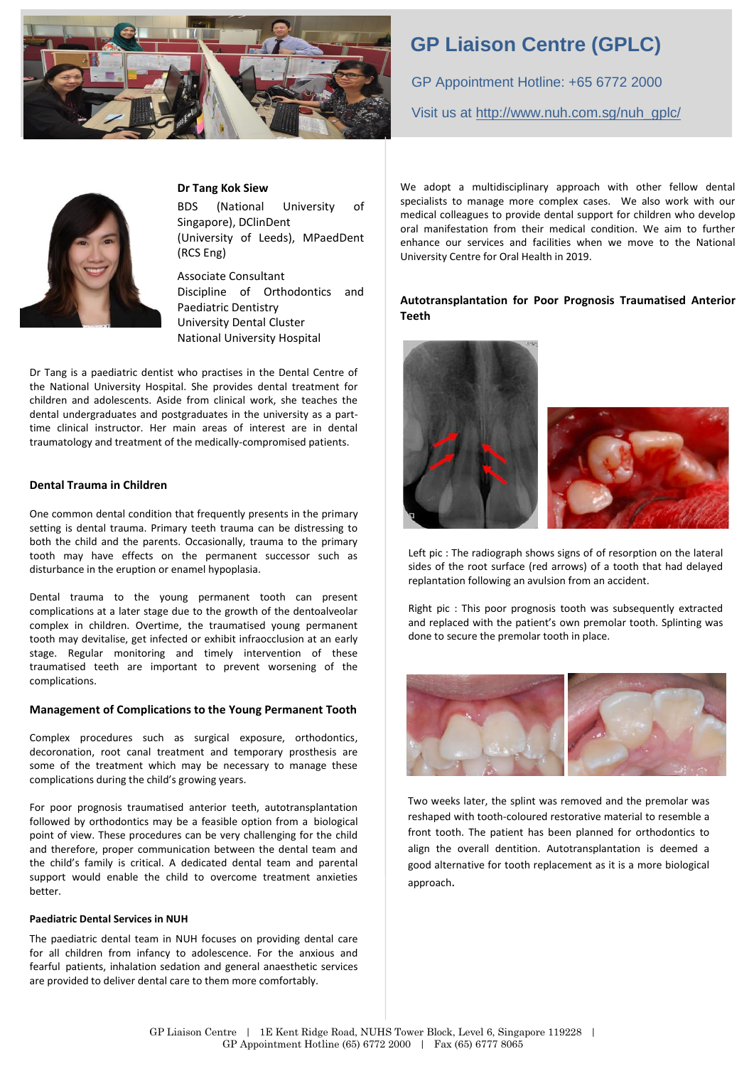# GP Liaison Centre (GPLC)

GP Appointment Hotline: +65 6772 2000

Visit us at http://www.nuh.com.sg/nuh_gplc/

**Dr Tang Kok Siew**

BDS (National University of Singapore), DClinDent (University of Leeds), MPaedDent (RCS Eng)

Associate Consultant
Discipline of Orthodontics and Paediatric Dentistry
University Dental Cluster
National University Hospital

Dr Tang is a paediatric dentist who practises in the Dental Centre of the National University Hospital. She provides dental treatment for children and adolescents. Aside from clinical work, she teaches the dental undergraduates and postgraduates in the university as a part-time clinical instructor. Her main areas of interest are in dental traumatology and treatment of the medically-compromised patients.

## Dental Trauma in Children

One common dental condition that frequently presents in the primary setting is dental trauma. Primary teeth trauma can be distressing to both the child and the parents. Occasionally, trauma to the primary tooth may have effects on the permanent successor such as disturbance in the eruption or enamel hypoplasia.

Dental trauma to the young permanent tooth can present complications at a later stage due to the growth of the dentoalveolar complex in children. Overtime, the traumatised young permanent tooth may devitalise, get infected or exhibit infraocclusion at an early stage. Regular monitoring and timely intervention of these traumatised teeth are important to prevent worsening of the complications.

## Management of Complications to the Young Permanent Tooth

Complex procedures such as surgical exposure, orthodontics, decoronation, root canal treatment and temporary prosthesis are some of the treatment which may be necessary to manage these complications during the child's growing years.

For poor prognosis traumatised anterior teeth, autotransplantation followed by orthodontics may be a feasible option from a biological point of view. These procedures can be very challenging for the child and therefore, proper communication between the dental team and the child's family is critical. A dedicated dental team and parental support would enable the child to overcome treatment anxieties better.

### Paediatric Dental Services in NUH

The paediatric dental team in NUH focuses on providing dental care for all children from infancy to adolescence. For the anxious and fearful patients, inhalation sedation and general anaesthetic services are provided to deliver dental care to them more comfortably.

We adopt a multidisciplinary approach with other fellow dental specialists to manage more complex cases. We also work with our medical colleagues to provide dental support for children who develop oral manifestation from their medical condition. We aim to further enhance our services and facilities when we move to the National University Centre for Oral Health in 2019.

## Autotransplantation for Poor Prognosis Traumatised Anterior Teeth

Left pic : The radiograph shows signs of of resorption on the lateral sides of the root surface (red arrows) of a tooth that had delayed replantation following an avulsion from an accident.

Right pic : This poor prognosis tooth was subsequently extracted and replaced with the patient's own premolar tooth. Splinting was done to secure the premolar tooth in place.

Two weeks later, the splint was removed and the premolar was reshaped with tooth-coloured restorative material to resemble a front tooth. The patient has been planned for orthodontics to align the overall dentition. Autotransplantation is deemed a good alternative for tooth replacement as it is a more biological approach.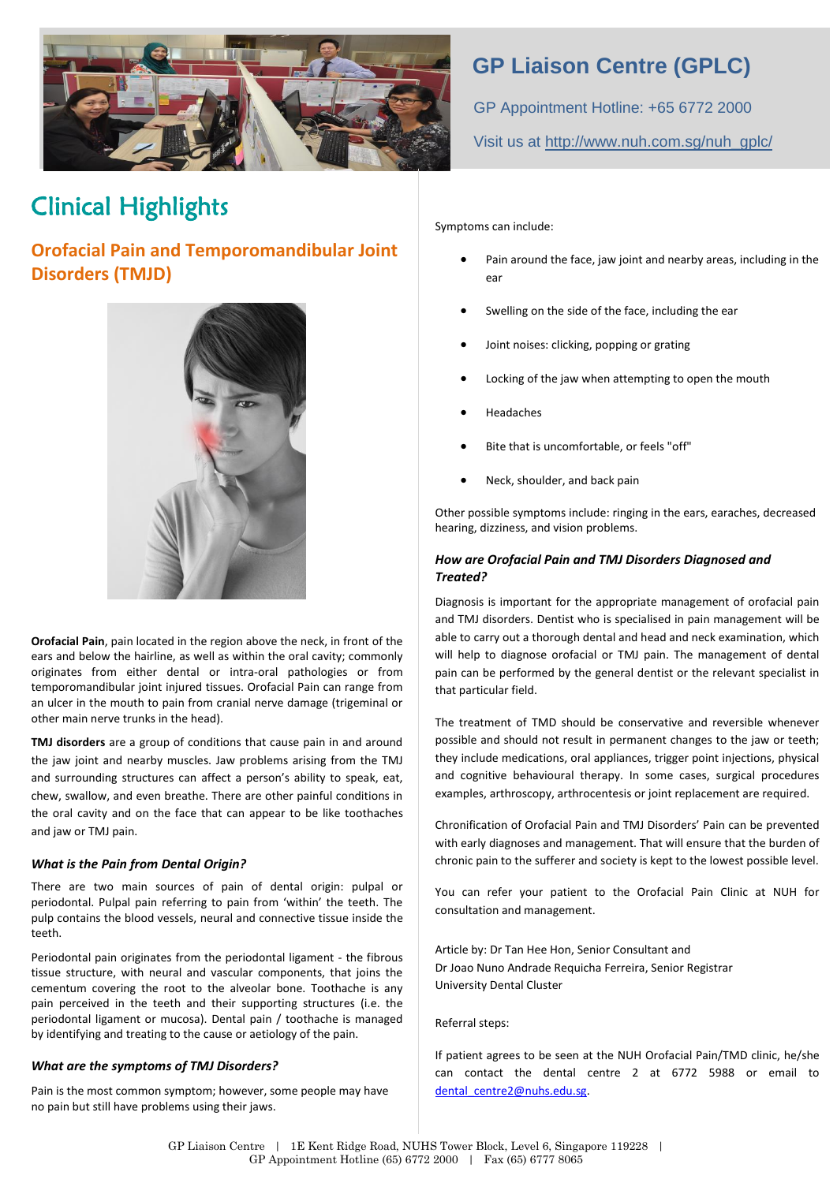# GP Liaison Centre (GPLC)

GP Appointment Hotline: +65 6772 2000

Visit us at http://www.nuh.com.sg/nuh_gplc/

# Clinical Highlights

## Orofacial Pain and Temporomandibular Joint Disorders (TMJD)

**Orofacial Pain**, pain located in the region above the neck, in front of the ears and below the hairline, as well as within the oral cavity; commonly originates from either dental or intra-oral pathologies or from temporomandibular joint injured tissues. Orofacial Pain can range from an ulcer in the mouth to pain from cranial nerve damage (trigeminal or other main nerve trunks in the head).

**TMJ disorders** are a group of conditions that cause pain in and around the jaw joint and nearby muscles. Jaw problems arising from the TMJ and surrounding structures can affect a person's ability to speak, eat, chew, swallow, and even breathe. There are other painful conditions in the oral cavity and on the face that can appear to be like toothaches and jaw or TMJ pain.

### *What is the Pain from Dental Origin?*

There are two main sources of pain of dental origin: pulpal or periodontal. Pulpal pain referring to pain from 'within' the teeth. The pulp contains the blood vessels, neural and connective tissue inside the teeth.

Periodontal pain originates from the periodontal ligament - the fibrous tissue structure, with neural and vascular components, that joins the cementum covering the root to the alveolar bone. Toothache is any pain perceived in the teeth and their supporting structures (i.e. the periodontal ligament or mucosa). Dental pain / toothache is managed by identifying and treating to the cause or aetiology of the pain.

### *What are the symptoms of TMJ Disorders?*

Pain is the most common symptom; however, some people may have no pain but still have problems using their jaws.

Symptoms can include:

- Pain around the face, jaw joint and nearby areas, including in the ear
- Swelling on the side of the face, including the ear
- Joint noises: clicking, popping or grating
- Locking of the jaw when attempting to open the mouth
- Headaches
- Bite that is uncomfortable, or feels "off"
- Neck, shoulder, and back pain

Other possible symptoms include: ringing in the ears, earaches, decreased hearing, dizziness, and vision problems.

### *How are Orofacial Pain and TMJ Disorders Diagnosed and Treated?*

Diagnosis is important for the appropriate management of orofacial pain and TMJ disorders. Dentist who is specialised in pain management will be able to carry out a thorough dental and head and neck examination, which will help to diagnose orofacial or TMJ pain. The management of dental pain can be performed by the general dentist or the relevant specialist in that particular field.

The treatment of TMD should be conservative and reversible whenever possible and should not result in permanent changes to the jaw or teeth; they include medications, oral appliances, trigger point injections, physical and cognitive behavioural therapy. In some cases, surgical procedures examples, arthroscopy, arthrocentesis or joint replacement are required.

Chronification of Orofacial Pain and TMJ Disorders' Pain can be prevented with early diagnoses and management. That will ensure that the burden of chronic pain to the sufferer and society is kept to the lowest possible level.

You can refer your patient to the Orofacial Pain Clinic at NUH for consultation and management.

Article by: Dr Tan Hee Hon, Senior Consultant and
Dr Joao Nuno Andrade Requicha Ferreira, Senior Registrar
University Dental Cluster

Referral steps:

If patient agrees to be seen at the NUH Orofacial Pain/TMD clinic, he/she can contact the dental centre 2 at 6772 5988 or email to dental_centre2@nuhs.edu.sg.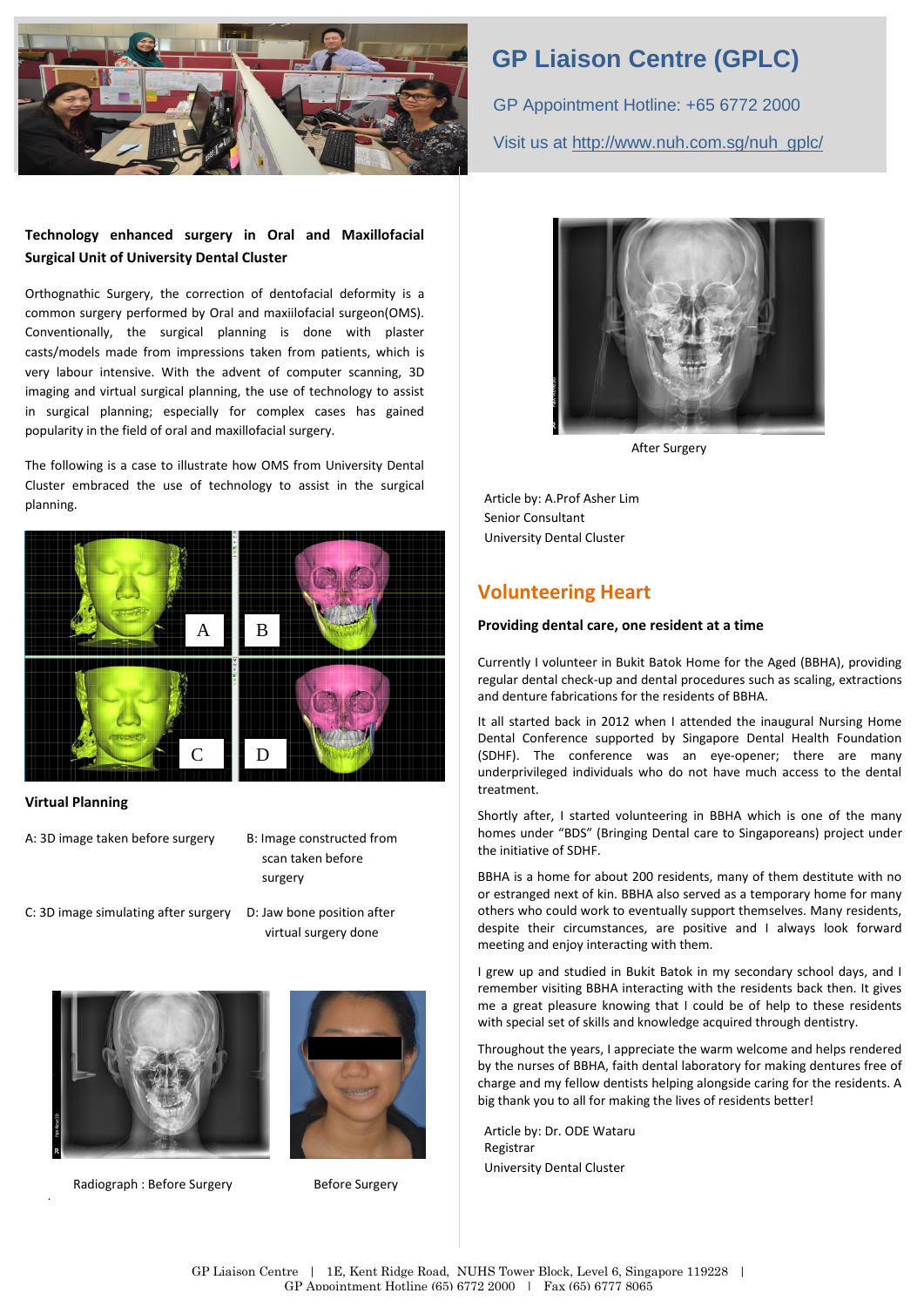# GP Liaison Centre (GPLC)

GP Appointment Hotline: +65 6772 2000

Visit us at http://www.nuh.com.sg/nuh_gplc/

**Technology enhanced surgery in Oral and Maxillofacial Surgical Unit of University Dental Cluster**

Orthognathic Surgery, the correction of dentofacial deformity is a common surgery performed by Oral and maxiilofacial surgeon(OMS). Conventionally, the surgical planning is done with plaster casts/models made from impressions taken from patients, which is very labour intensive. With the advent of computer scanning, 3D imaging and virtual surgical planning, the use of technology to assist in surgical planning; especially for complex cases has gained popularity in the field of oral and maxillofacial surgery.

The following is a case to illustrate how OMS from University Dental Cluster embraced the use of technology to assist in the surgical planning.

A B C D

**Virtual Planning**

A: 3D image taken before surgery

B: Image constructed from scan taken before surgery

C: 3D image simulating after surgery

D: Jaw bone position after virtual surgery done

Radiograph : Before Surgery

Before Surgery

After Surgery

Article by: A.Prof Asher Lim
Senior Consultant
University Dental Cluster

## Volunteering Heart

**Providing dental care, one resident at a time**

Currently I volunteer in Bukit Batok Home for the Aged (BBHA), providing regular dental check-up and dental procedures such as scaling, extractions and denture fabrications for the residents of BBHA.

It all started back in 2012 when I attended the inaugural Nursing Home Dental Conference supported by Singapore Dental Health Foundation (SDHF). The conference was an eye-opener; there are many underprivileged individuals who do not have much access to the dental treatment.

Shortly after, I started volunteering in BBHA which is one of the many homes under "BDS" (Bringing Dental care to Singaporeans) project under the initiative of SDHF.

BBHA is a home for about 200 residents, many of them destitute with no or estranged next of kin. BBHA also served as a temporary home for many others who could work to eventually support themselves. Many residents, despite their circumstances, are positive and I always look forward meeting and enjoy interacting with them.

I grew up and studied in Bukit Batok in my secondary school days, and I remember visiting BBHA interacting with the residents back then. It gives me a great pleasure knowing that I could be of help to these residents with special set of skills and knowledge acquired through dentistry.

Throughout the years, I appreciate the warm welcome and helps rendered by the nurses of BBHA, faith dental laboratory for making dentures free of charge and my fellow dentists helping alongside caring for the residents. A big thank you to all for making the lives of residents better!

Article by: Dr. ODE Wataru
Registrar
University Dental Cluster

GP Liaison Centre | 1E, Kent Ridge Road, NUHS Tower Block, Level 6, Singapore 119228 |
GP Appointment Hotline (65) 6772 2000 | Fax (65) 6777 8065